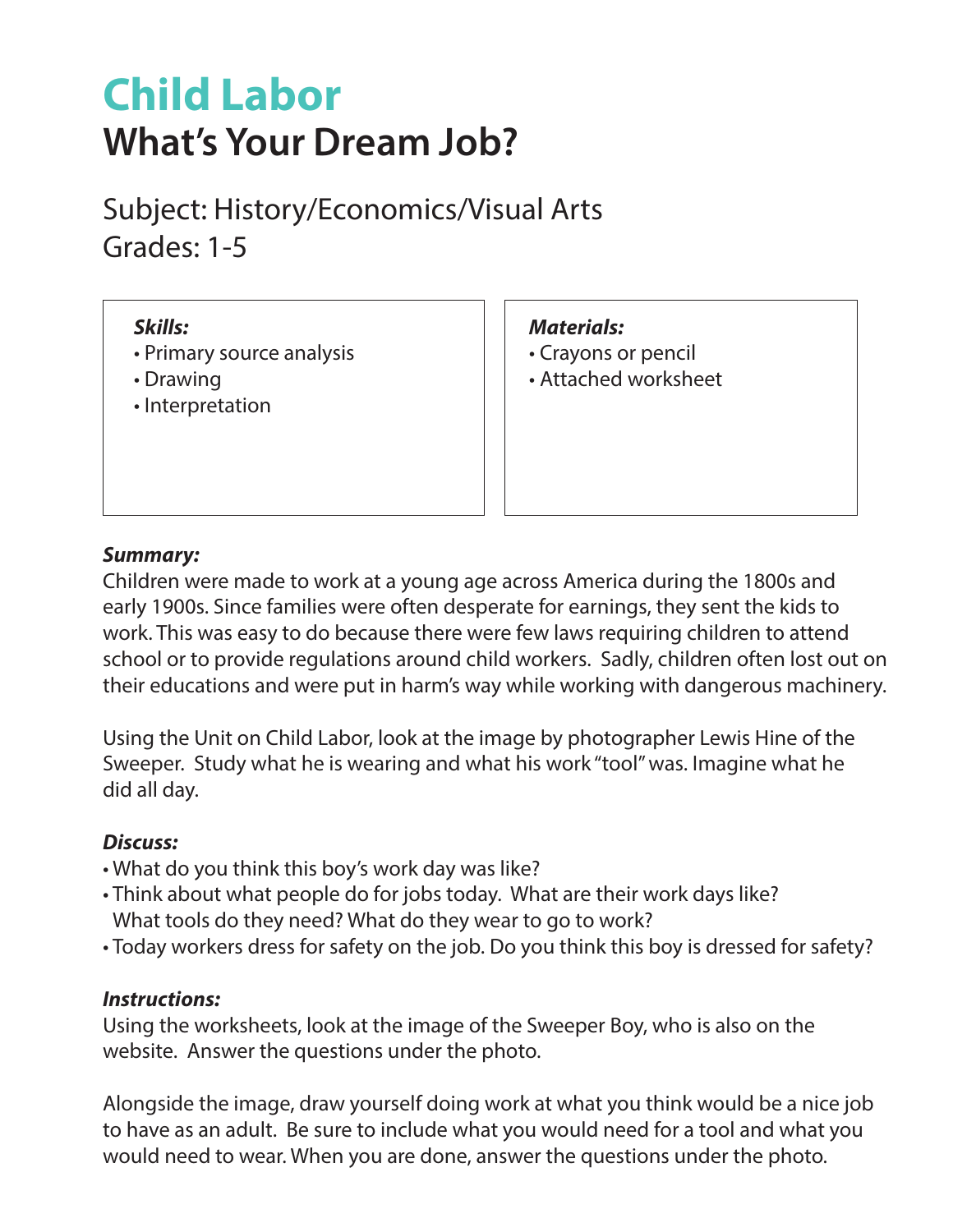# Child Labor

## What's Your Dream Job?

Subject: History/Economics/Visual Arts
Grades: 1-5

***Skills:***
- Primary source analysis
- Drawing
- Interpretation

***Materials:***
- Crayons or pencil
- Attached worksheet

***Summary:***
Children were made to work at a young age across America during the 1800s and early 1900s. Since families were often desperate for earnings, they sent the kids to work. This was easy to do because there were few laws requiring children to attend school or to provide regulations around child workers. Sadly, children often lost out on their educations and were put in harm's way while working with dangerous machinery.

Using the Unit on Child Labor, look at the image by photographer Lewis Hine of the Sweeper. Study what he is wearing and what his work "tool" was. Imagine what he did all day.

***Discuss:***
- What do you think this boy's work day was like?
- Think about what people do for jobs today. What are their work days like? What tools do they need? What do they wear to go to work?
- Today workers dress for safety on the job. Do you think this boy is dressed for safety?

***Instructions:***
Using the worksheets, look at the image of the Sweeper Boy, who is also on the website. Answer the questions under the photo.

Alongside the image, draw yourself doing work at what you think would be a nice job to have as an adult. Be sure to include what you would need for a tool and what you would need to wear. When you are done, answer the questions under the photo.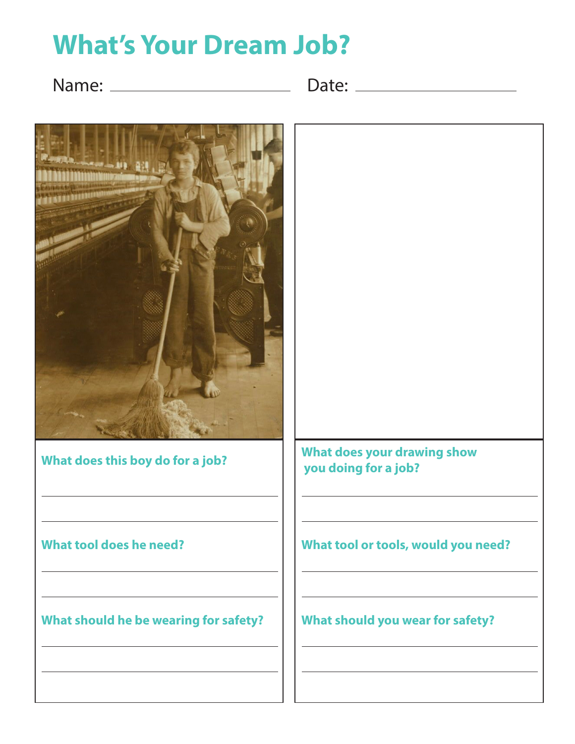# What's Your Dream Job?

Name: ______________________ Date: ______________________

**What does this boy do for a job?**

______________________

______________________

**What tool does he need?**

______________________

______________________

**What should he be wearing for safety?**

______________________

______________________

**What does your drawing show you doing for a job?**

______________________

______________________

**What tool or tools, would you need?**

______________________

______________________

**What should you wear for safety?**

______________________

______________________